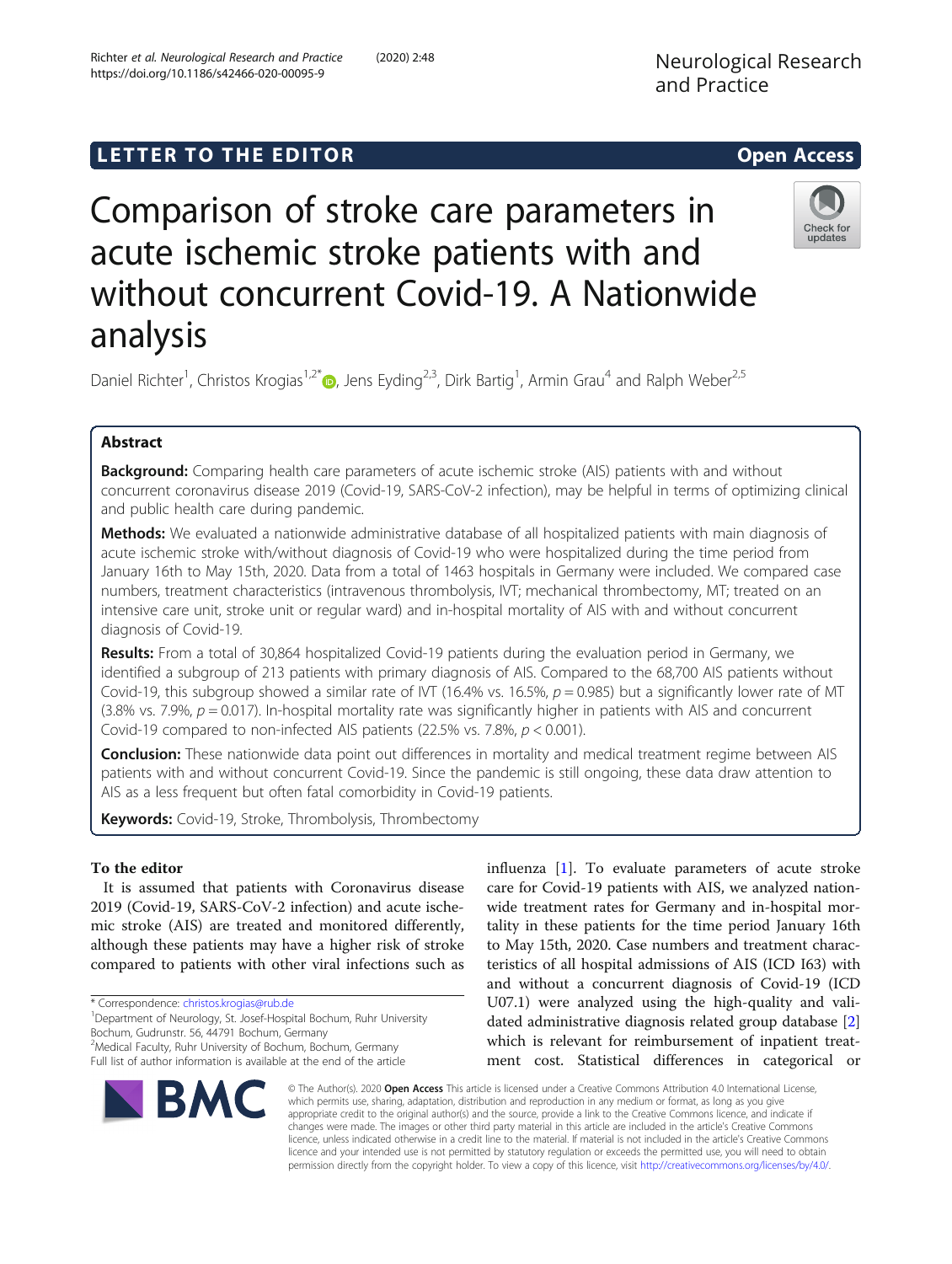LETTER TO THE EDITOR

Open Access

# Comparison of stroke care parameters in acute ischemic stroke patients with and without concurrent Covid-19. A Nationwide analysis

Daniel Richter[1], Christos Krogias[1,2*], Jens Eyding[2,3], Dirk Bartig[1], Armin Grau[4] and Ralph Weber[2,5]

## Abstract

**Background:** Comparing health care parameters of acute ischemic stroke (AIS) patients with and without concurrent coronavirus disease 2019 (Covid-19, SARS-CoV-2 infection), may be helpful in terms of optimizing clinical and public health care during pandemic.

**Methods:** We evaluated a nationwide administrative database of all hospitalized patients with main diagnosis of acute ischemic stroke with/without diagnosis of Covid-19 who were hospitalized during the time period from January 16th to May 15th, 2020. Data from a total of 1463 hospitals in Germany were included. We compared case numbers, treatment characteristics (intravenous thrombolysis, IVT; mechanical thrombectomy, MT; treated on an intensive care unit, stroke unit or regular ward) and in-hospital mortality of AIS with and without concurrent diagnosis of Covid-19.

**Results:** From a total of 30,864 hospitalized Covid-19 patients during the evaluation period in Germany, we identified a subgroup of 213 patients with primary diagnosis of AIS. Compared to the 68,700 AIS patients without Covid-19, this subgroup showed a similar rate of IVT (16.4% vs. 16.5%, $p = 0.985$) but a significantly lower rate of MT (3.8% vs. 7.9%, $p = 0.017$). In-hospital mortality rate was significantly higher in these patients with AIS and concurrent Covid-19 compared to non-infected AIS patients (22.5% vs. 7.8%, $p < 0.001$).

**Conclusion:** These nationwide data point out differences in mortality and medical treatment regime between AIS patients with and without concurrent Covid-19. Since the pandemic is still ongoing, these data draw attention to AIS as a less frequent but often fatal comorbidity in Covid-19 patients.

**Keywords:** Covid-19, Stroke, Thrombolysis, Thrombectomy

## To the editor

It is assumed that patients with Coronavirus disease 2019 (Covid-19, SARS-CoV-2 infection) and acute ischemic stroke (AIS) are treated and monitored differently, although these patients may have a higher risk of stroke compared to patients with other viral infections such as influenza [1]. To evaluate parameters of acute stroke care for Covid-19 patients with AIS, we analyzed nationwide treatment rates for Germany and in-hospital mortality in these patients for the time period January 16th to May 15th, 2020. Case numbers and treatment characteristics of all hospital admissions of AIS (ICD I63) with and without a concurrent diagnosis of Covid-19 (ICD U07.1) were analyzed using the high-quality and validated administrative diagnosis related group database [2] which is relevant for reimbursement of inpatient treatment cost. Statistical differences in categorical or

\* Correspondence: christos.krogias@rub.de

[1]Department of Neurology, St. Josef-Hospital Bochum, Ruhr University Bochum, Gudrunstr. 56, 44791 Bochum, Germany

[2]Medical Faculty, Ruhr University of Bochum, Bochum, Germany

Full list of author information is available at the end of the article

© The Author(s). 2020 **Open Access** This article is licensed under a Creative Commons Attribution 4.0 International License, which permits use, sharing, adaptation, distribution and reproduction in any medium or format, as long as you give appropriate credit to the original author(s) and the source, provide a link to the Creative Commons licence, and indicate if changes were made. The images or other third party material in this article are included in the article's Creative Commons licence, unless indicated otherwise in a credit line to the material. If material is not included in the article's Creative Commons licence and your intended use is not permitted by statutory regulation or exceeds the permitted use, you will need to obtain permission directly from the copyright holder. To view a copy of this licence, visit http://creativecommons.org/licenses/by/4.0/.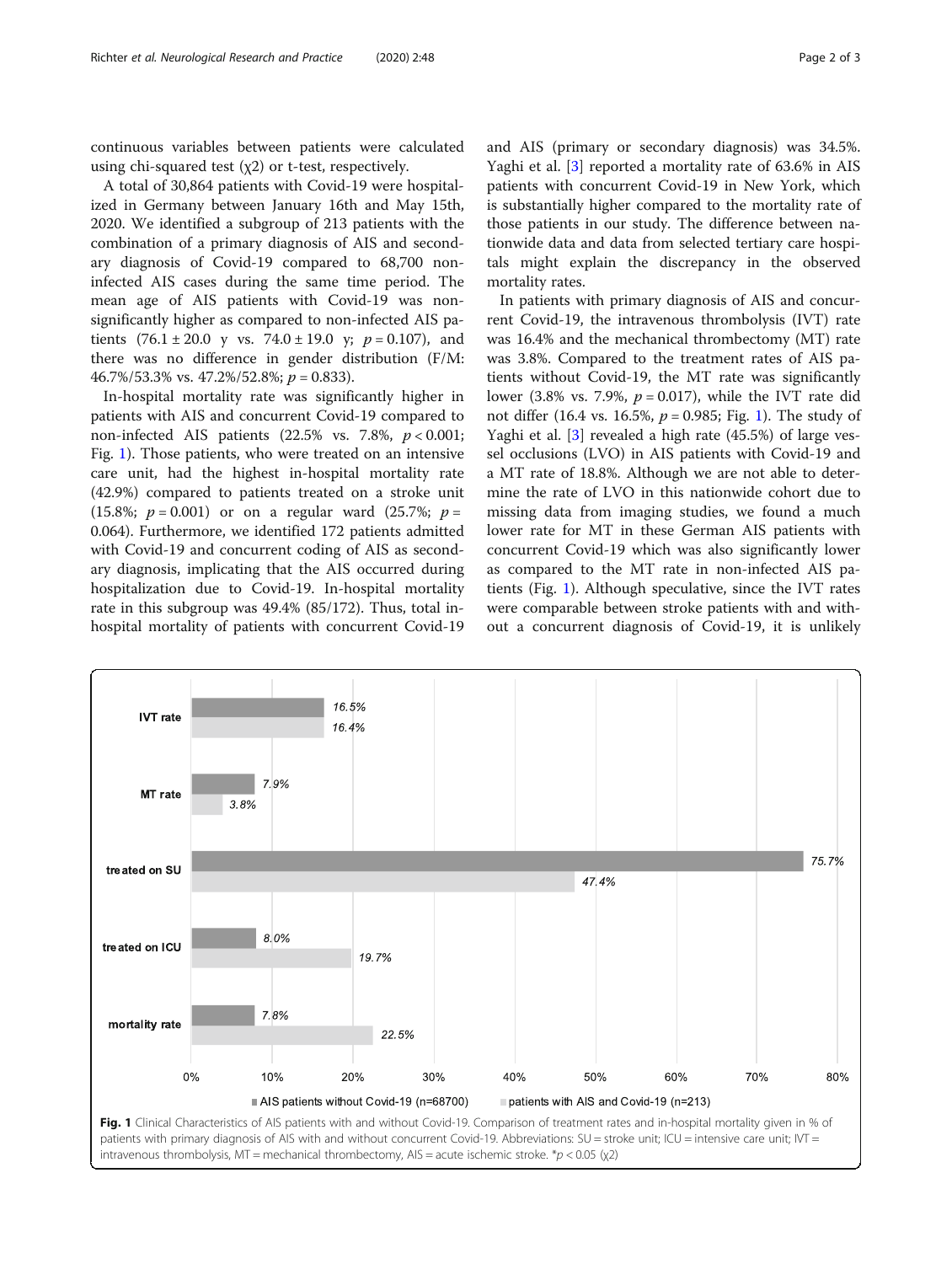continuous variables between patients were calculated using chi-squared test ($\chi 2$) or t-test, respectively.

A total of 30,864 patients with Covid-19 were hospitalized in Germany between January 16th and May 15th, 2020. We identified a subgroup of 213 patients with the combination of a primary diagnosis of AIS and secondary diagnosis of Covid-19 compared to 68,700 non-infected AIS cases during the same time period. The mean age of AIS patients with Covid-19 was non-significantly higher as compared to non-infected AIS patients (76.1 ± 20.0 y vs. 74.0 ± 19.0 y; $p = 0.107$), and there was no difference in gender distribution (F/M: 46.7%/53.3% vs. 47.2%/52.8%; $p = 0.833$).

In-hospital mortality rate was significantly higher in patients with AIS and concurrent Covid-19 compared to non-infected AIS patients (22.5% vs. 7.8%, $p < 0.001$; Fig. 1). Those patients, who were treated on an intensive care unit, had the highest in-hospital mortality rate (42.9%) compared to patients treated on a stroke unit (15.8%; $p = 0.001$) or on a regular ward (25.7%; $p = 0.064$). Furthermore, we identified 172 patients admitted with Covid-19 and concurrent coding of AIS as secondary diagnosis, implicating that the AIS occurred during hospitalization due to Covid-19. In-hospital mortality rate in this subgroup was 49.4% (85/172). Thus, total in-hospital mortality of patients with concurrent Covid-19 and AIS (primary or secondary diagnosis) was 34.5%. Yaghi et al. [3] reported a mortality rate of 63.6% in AIS patients with concurrent Covid-19 in New York, which is substantially higher compared to the mortality rate of those patients in our study. The difference between nationwide data and data from selected tertiary care hospitals might explain the discrepancy in the observed mortality rates.

In patients with primary diagnosis of AIS and concurrent Covid-19, the intravenous thrombolysis (IVT) rate was 16.4% and the mechanical thrombectomy (MT) rate was 3.8%. Compared to the treatment rates of AIS patients without Covid-19, the MT rate was significantly lower (3.8% vs. 7.9%, $p = 0.017$), while the IVT rate did not differ (16.4 vs. 16.5%, $p = 0.985$; Fig. 1). The study of Yaghi et al. [3] revealed a high rate (45.5%) of large vessel occlusions (LVO) in AIS patients with Covid-19 and a MT rate of 18.8%. Although we are not able to determine the rate of LVO in this nationwide cohort due to missing data from imaging studies, we found a much lower rate for MT in these German AIS patients with concurrent Covid-19 which was also significantly lower as compared to the MT rate in non-infected AIS patients (Fig. 1). Although speculative, since the IVT rates were comparable between stroke patients with and without a concurrent diagnosis of Covid-19, it is unlikely

| | AIS patients without Covid-19 (n=68700) | patients with AIS and Covid-19 (n=213) |
|---|---|---|
| IVT rate | 16.5% | 16.4% |
| MT rate | 7.9% | 3.8% |
| treated on SU | 75.7% | 47.4% |
| treated on ICU | 8.0% | 19.7% |
| mortality rate | 7.8% | 22.5% |

**Fig. 1** Clinical Characteristics of AIS patients with and without Covid-19. Comparison of treatment rates and in-hospital mortality given in % of patients with primary diagnosis of AIS with and without concurrent Covid-19. Abbreviations: SU = stroke unit; ICU = intensive care unit; IVT = intravenous thrombolysis, MT = mechanical thrombectomy, AIS = acute ischemic stroke. *$p < 0.05$ ($\chi 2$)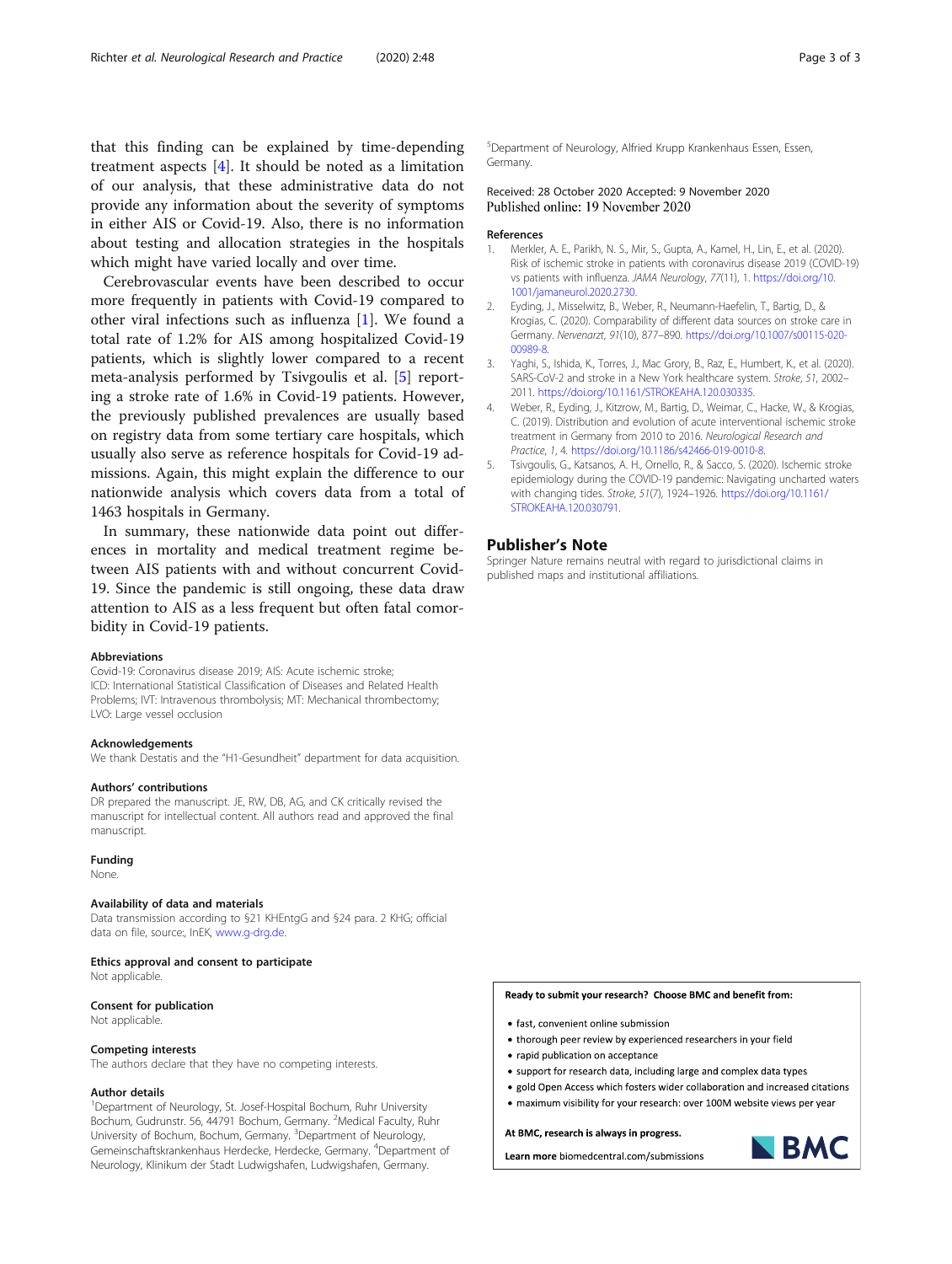that this finding can be explained by time-depending treatment aspects [4]. It should be noted as a limitation of our analysis, that these administrative data do not provide any information about the severity of symptoms in either AIS or Covid-19. Also, there is no information about testing and allocation strategies in the hospitals which might have varied locally and over time.

Cerebrovascular events have been described to occur more frequently in patients with Covid-19 compared to other viral infections such as influenza [1]. We found a total rate of 1.2% for AIS among hospitalized Covid-19 patients, which is slightly lower compared to a recent meta-analysis performed by Tsivgoulis et al. [5] reporting a stroke rate of 1.6% in Covid-19 patients. However, the previously published prevalences are usually based on registry data from some tertiary care hospitals, which usually also serve as reference hospitals for Covid-19 admissions. Again, this might explain the difference to our nationwide analysis which covers data from a total of 1463 hospitals in Germany.

In summary, these nationwide data point out differences in mortality and medical treatment regime between AIS patients with and without concurrent Covid-19. Since the pandemic is still ongoing, these data draw attention to AIS as a less frequent but often fatal comorbidity in Covid-19 patients.

#### Abbreviations

Covid-19: Coronavirus disease 2019; AIS: Acute ischemic stroke; ICD: International Statistical Classification of Diseases and Related Health Problems; IVT: Intravenous thrombolysis; MT: Mechanical thrombectomy; LVO: Large vessel occlusion

#### Acknowledgements

We thank Destatis and the "H1-Gesundheit" department for data acquisition.

#### Authors' contributions

DR prepared the manuscript. JE, RW, DB, AG, and CK critically revised the manuscript for intellectual content. All authors read and approved the final manuscript.

#### Funding

None.

#### Availability of data and materials

Data transmission according to §21 KHEntgG and §24 para. 2 KHG; official data on file, source:, InEK, www.g-drg.de.

#### Ethics approval and consent to participate

Not applicable.

#### Consent for publication

Not applicable.

#### Competing interests

The authors declare that they have no competing interests.

#### Author details

[1]Department of Neurology, St. Josef-Hospital Bochum, Ruhr University Bochum, Gudrunstr. 56, 44791 Bochum, Germany. [2]Medical Faculty, Ruhr University of Bochum, Bochum, Germany. [3]Department of Neurology, Gemeinschaftskrankenhaus Herdecke, Herdecke, Germany. [4]Department of Neurology, Klinikum der Stadt Ludwigshafen, Ludwigshafen, Germany. [5]Department of Neurology, Alfried Krupp Krankenhaus Essen, Essen, Germany.

Received: 28 October 2020 Accepted: 9 November 2020
Published online: 19 November 2020

#### References

1. Merkler, A. E., Parikh, N. S., Mir, S., Gupta, A., Kamel, H., Lin, E., et al. (2020). Risk of ischemic stroke in patients with coronavirus disease 2019 (COVID-19) vs patients with influenza. *JAMA Neurology*, *77*(11), 1. https://doi.org/10.1001/jamaneurol.2020.2730.
2. Eyding, J., Misselwitz, B., Weber, R., Neumann-Haefelin, T., Bartig, D., & Krogias, C. (2020). Comparability of different data sources on stroke care in Germany. *Nervenarzt*, *91*(10), 877–890. https://doi.org/10.1007/s00115-020-00989-8.
3. Yaghi, S., Ishida, K., Torres, J., Mac Grory, B., Raz, E., Humbert, K., et al. (2020). SARS-CoV-2 and stroke in a New York healthcare system. *Stroke*, *51*, 2002–2011. https://doi.org/10.1161/STROKEAHA.120.030335.
4. Weber, R., Eyding, J., Kitzrow, M., Bartig, D., Weimar, C., Hacke, W., & Krogias, C. (2019). Distribution and evolution of acute interventional ischemic stroke treatment in Germany from 2010 to 2016. *Neurological Research and Practice*, *1*, 4. https://doi.org/10.1186/s42466-019-0010-8.
5. Tsivgoulis, G., Katsanos, A. H., Ornello, R., & Sacco, S. (2020). Ischemic stroke epidemiology during the COVID-19 pandemic: Navigating uncharted waters with changing tides. *Stroke*, *51*(7), 1924–1926. https://doi.org/10.1161/STROKEAHA.120.030791.

## Publisher's Note

Springer Nature remains neutral with regard to jurisdictional claims in published maps and institutional affiliations.

**Ready to submit your research? Choose BMC and benefit from:**

- fast, convenient online submission
- thorough peer review by experienced researchers in your field
- rapid publication on acceptance
- support for research data, including large and complex data types
- gold Open Access which fosters wider collaboration and increased citations
- maximum visibility for your research: over 100M website views per year

**At BMC, research is always in progress.**

**Learn more** biomedcentral.com/submissions

BMC